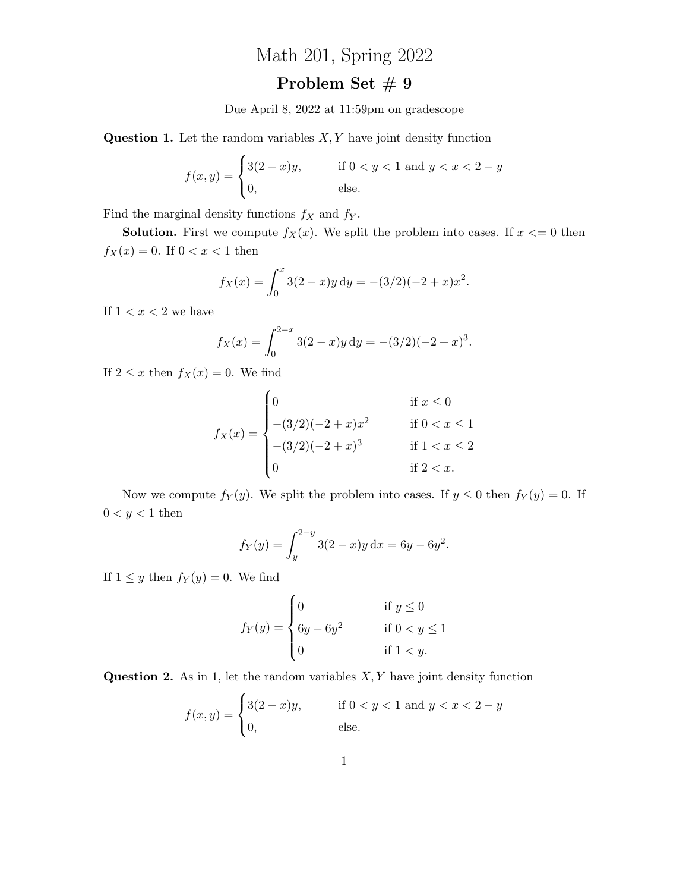# Math 201, Spring 2022

## Problem Set # 9

Due April 8, 2022 at 11:59pm on gradescope

**Question 1.** Let the random variables $X, Y$ have joint density function

$$f(x,y) = \begin{cases} 3(2-x)y, & \text{if } 0 < y < 1 \text{ and } y < x < 2-y \\ 0, & \text{else.} \end{cases}$$

Find the marginal density functions $f_X$ and $f_Y$.

**Solution.** First we compute $f_X(x)$. We split the problem into cases. If $x <= 0$ then $f_X(x) = 0$. If $0 < x < 1$ then

$$f_X(x) = \int_0^x 3(2-x)y \, \mathrm{d}y = -(3/2)(-2+x)x^2.$$

If $1 < x < 2$ we have

$$f_X(x) = \int_0^{2-x} 3(2-x)y \, \mathrm{d}y = -(3/2)(-2+x)^3.$$

If $2 \leq x$ then $f_X(x) = 0$. We find

$$f_X(x) = \begin{cases} 0 & \text{if } x \leq 0 \\ -(3/2)(-2+x)x^2 & \text{if } 0 < x \leq 1 \\ -(3/2)(-2+x)^3 & \text{if } 1 < x \leq 2 \\ 0 & \text{if } 2 < x. \end{cases}$$

Now we compute $f_Y(y)$. We split the problem into cases. If $y \leq 0$ then $f_Y(y) = 0$. If $0 < y < 1$ then

$$f_Y(y) = \int_y^{2-y} 3(2-x)y \, \mathrm{d}x = 6y - 6y^2.$$

If $1 \leq y$ then $f_Y(y) = 0$. We find

$$f_Y(y) = \begin{cases} 0 & \text{if } y \leq 0 \\ 6y - 6y^2 & \text{if } 0 < y \leq 1 \\ 0 & \text{if } 1 < y. \end{cases}$$

**Question 2.** As in 1, let the random variables $X, Y$ have joint density function

$$f(x,y) = \begin{cases} 3(2-x)y, & \text{if } 0 < y < 1 \text{ and } y < x < 2-y \\ 0, & \text{else.} \end{cases}$$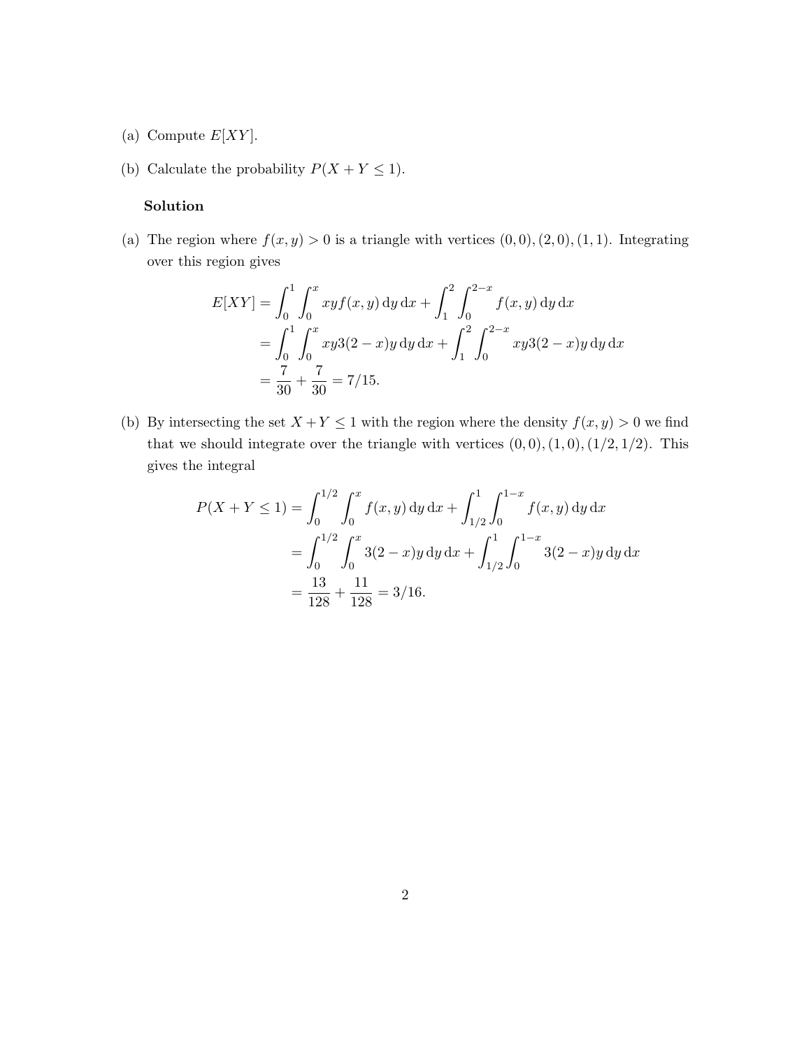(a) Compute $E[XY]$.

(b) Calculate the probability $P(X + Y \leq 1)$.

**Solution**

(a) The region where $f(x, y) > 0$ is a triangle with vertices $(0, 0), (2, 0), (1, 1)$. Integrating over this region gives

$$
\begin{aligned}
E[XY] &= \int_0^1 \int_0^x xyf(x,y)\,\mathrm{d}y\,\mathrm{d}x + \int_1^2 \int_0^{2-x} f(x,y)\,\mathrm{d}y\,\mathrm{d}x \\
&= \int_0^1 \int_0^x xy3(2-x)y\,\mathrm{d}y\,\mathrm{d}x + \int_1^2 \int_0^{2-x} xy3(2-x)y\,\mathrm{d}y\,\mathrm{d}x \\
&= \frac{7}{30} + \frac{7}{30} = 7/15.
\end{aligned}
$$

(b) By intersecting the set $X + Y \leq 1$ with the region where the density $f(x, y) > 0$ we find that we should integrate over the triangle with vertices $(0, 0), (1, 0), (1/2, 1/2)$. This gives the integral

$$
\begin{aligned}
P(X + Y \leq 1) &= \int_0^{1/2} \int_0^x f(x,y)\,\mathrm{d}y\,\mathrm{d}x + \int_{1/2}^1 \int_0^{1-x} f(x,y)\,\mathrm{d}y\,\mathrm{d}x \\
&= \int_0^{1/2} \int_0^x 3(2-x)y\,\mathrm{d}y\,\mathrm{d}x + \int_{1/2}^1 \int_0^{1-x} 3(2-x)y\,\mathrm{d}y\,\mathrm{d}x \\
&= \frac{13}{128} + \frac{11}{128} = 3/16.
\end{aligned}
$$